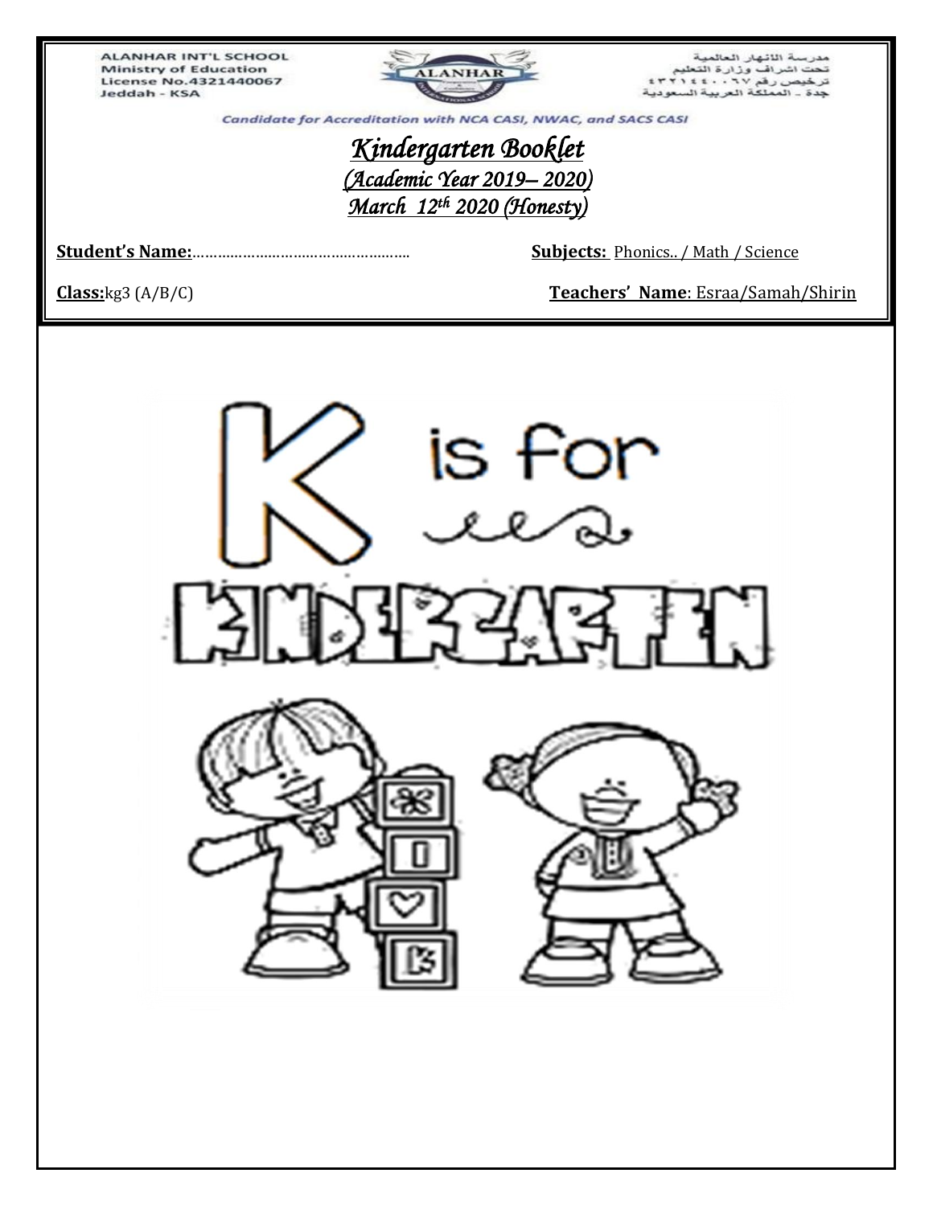ALANHAR INT'L SCHOOL
Ministry of Education
License No.4321440067
Jeddah - KSA

مدرسة الانهار العالمية
تحت اشراف وزارة التعليم
ترخيص رقم ٤٣٢١٤٤٠٠٦٧
جدة - المملكة العربية السعودية

*Candidate for Accreditation with NCA CASI, NWAC, and SACS CASI*

# *Kindergarten Booklet*

## *(Academic Year 2019– 2020)*

## *March 12th 2020 (Honesty)*

**Student's Name:**…………………………………………… **Subjects:** Phonics.. / Math / Science

**Class:** kg3 (A/B/C) **Teachers' Name**: Esraa/Samah/Shirin

K is for KINDERGARTEN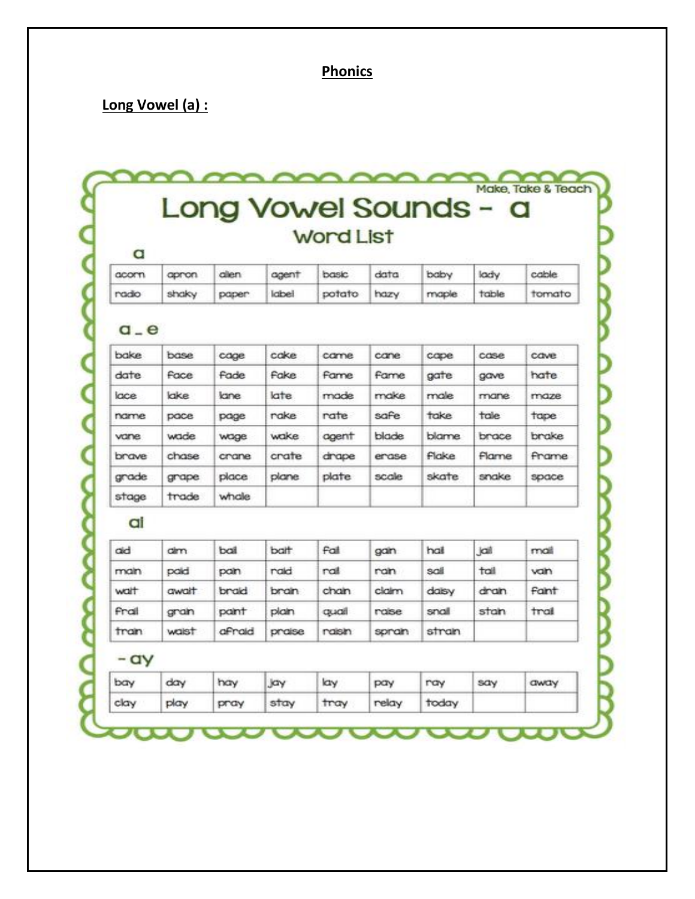## Phonics

**Long Vowel (a) :**

Make, Take & Teach

# Long Vowel Sounds - a

### Word List

**a**

| | | | | | | | | |
|---|---|---|---|---|---|---|---|---|
| acorn | apron | alien | agent | basic | data | baby | lady | cable |
| radio | shaky | paper | label | potato | hazy | maple | table | tomato |

**a_e**

| | | | | | | | | |
|---|---|---|---|---|---|---|---|---|
| bake | base | cage | cake | came | cane | cape | case | cave |
| date | face | fade | fake | fame | fame | gate | gave | hate |
| lace | lake | lane | late | made | make | male | mane | maze |
| name | pace | page | rake | rate | safe | take | tale | tape |
| vane | wade | wage | wake | agent | blade | blame | brace | brake |
| brave | chase | crane | crate | drape | erase | flake | flame | frame |
| grade | grape | place | plane | plate | scale | skate | snake | space |
| stage | trade | whale | | | | | | |

**ai**

| | | | | | | | | |
|---|---|---|---|---|---|---|---|---|
| aid | aim | bail | bait | fail | gain | hail | jail | mail |
| main | paid | pain | raid | rail | rain | sail | tail | vain |
| wait | await | braid | brain | chain | claim | daisy | drain | faint |
| frail | grain | paint | plain | quail | raise | snail | stain | trail |
| train | waist | afraid | praise | raisin | sprain | strain | | |

**- ay**

| | | | | | | | | |
|---|---|---|---|---|---|---|---|---|
| bay | day | hay | jay | lay | pay | ray | say | away |
| clay | play | pray | stay | tray | relay | today | | |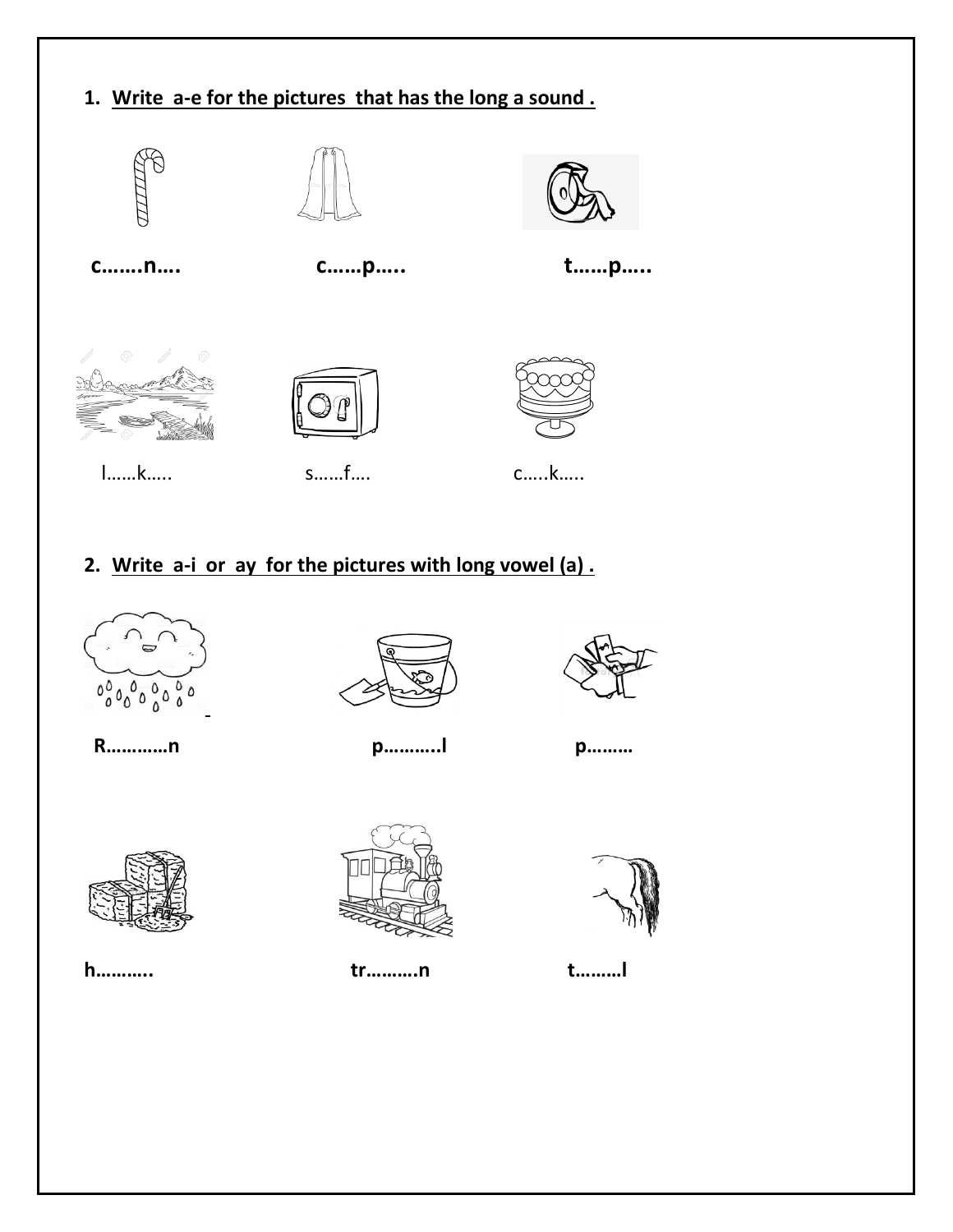1. **Write a-e for the pictures that has the long a sound .**

**c…….n….** **c……p…..** **t……p…..**

l……k….. s……f…. c…..k…..

2. **Write a-i or ay for the pictures with long vowel (a) .**

**R…………n** **p………..l** **p………**

**h………..** **tr……….n** **t………l**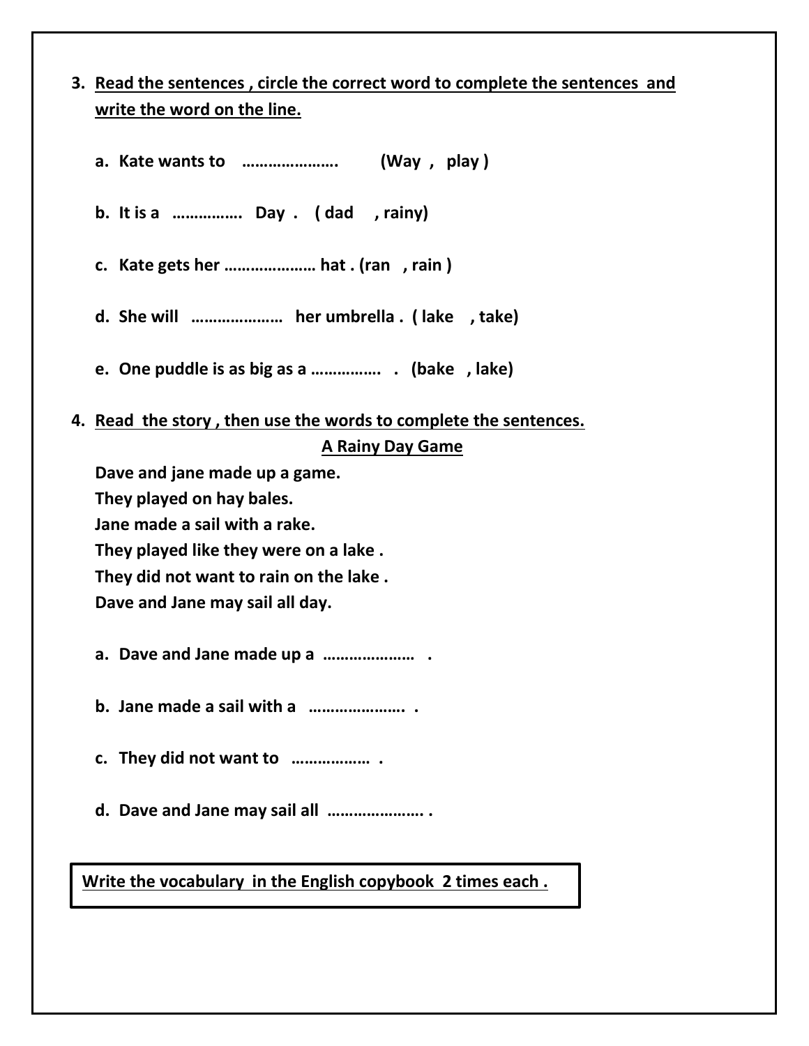3. **<u>Read the sentences , circle the correct word to complete the sentences and write the word on the line.</u>**

   a. **Kate wants to …………………. (Way , play )**

   b. **It is a …………… Day . ( dad , rainy)**

   c. **Kate gets her ………………… hat . (ran , rain )**

   d. **She will ………………… her umbrella . ( lake , take)**

   e. **One puddle is as big as a ……………. . (bake , lake)**

4. **<u>Read the story , then use the words to complete the sentences.</u>**

**<u>A Rainy Day Game</u>**

**Dave and jane made up a game.**
**They played on hay bales.**
**Jane made a sail with a rake.**
**They played like they were on a lake .**
**They did not want to rain on the lake .**
**Dave and Jane may sail all day.**

   a. **Dave and Jane made up a ………………… .**

   b. **Jane made a sail with a …………………. .**

   c. **They did not want to ……………… .**

   d. **Dave and Jane may sail all …………………. .**

**<u>Write the vocabulary in the English copybook 2 times each .</u>**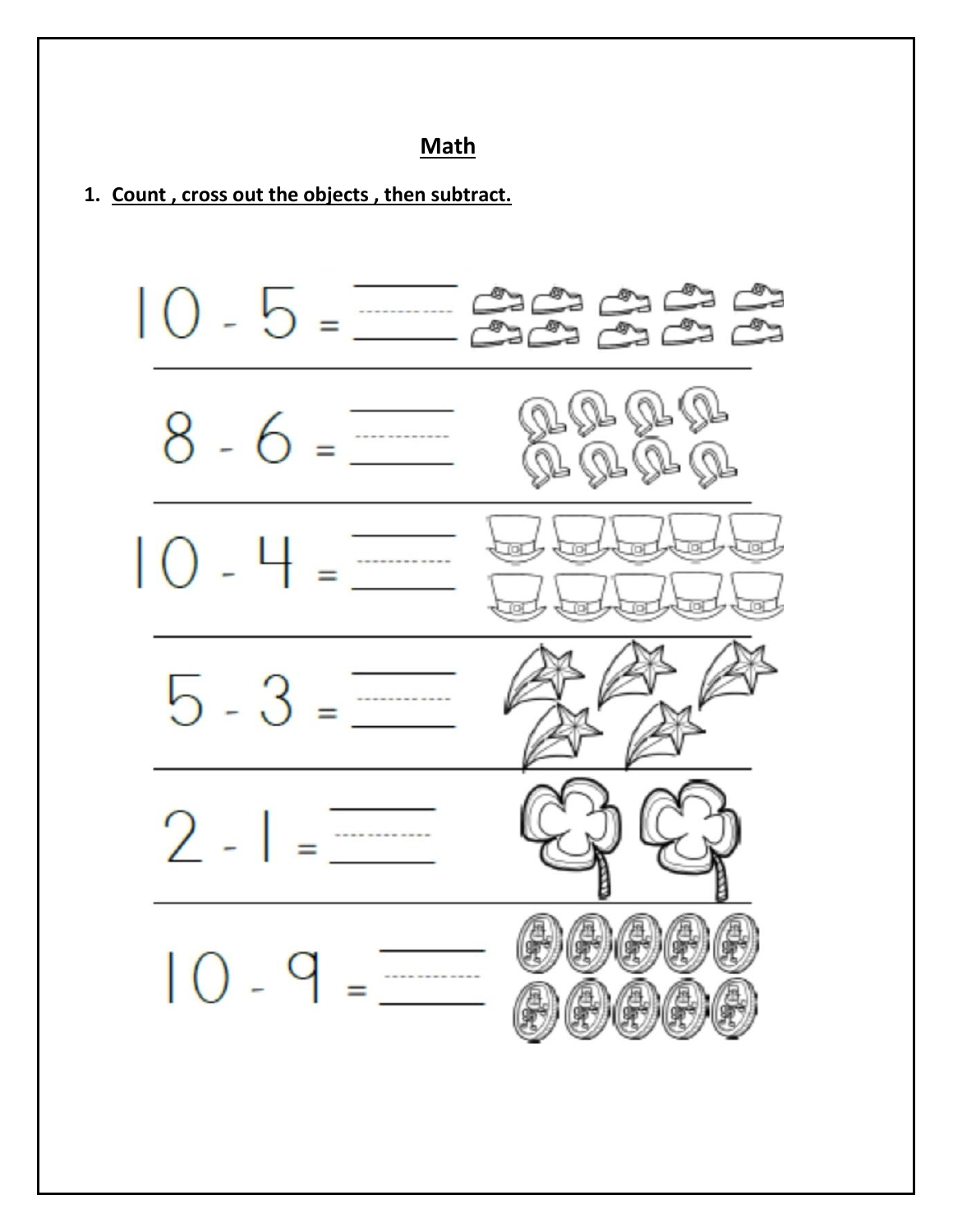## Math

1. **Count , cross out the objects , then subtract.**

$10 - 5 =$ ______

$8 - 6 =$ ______

$10 - 4 =$ ______

$5 - 3 =$ ______

$2 - 1 =$ ______

$10 - 9 =$ ______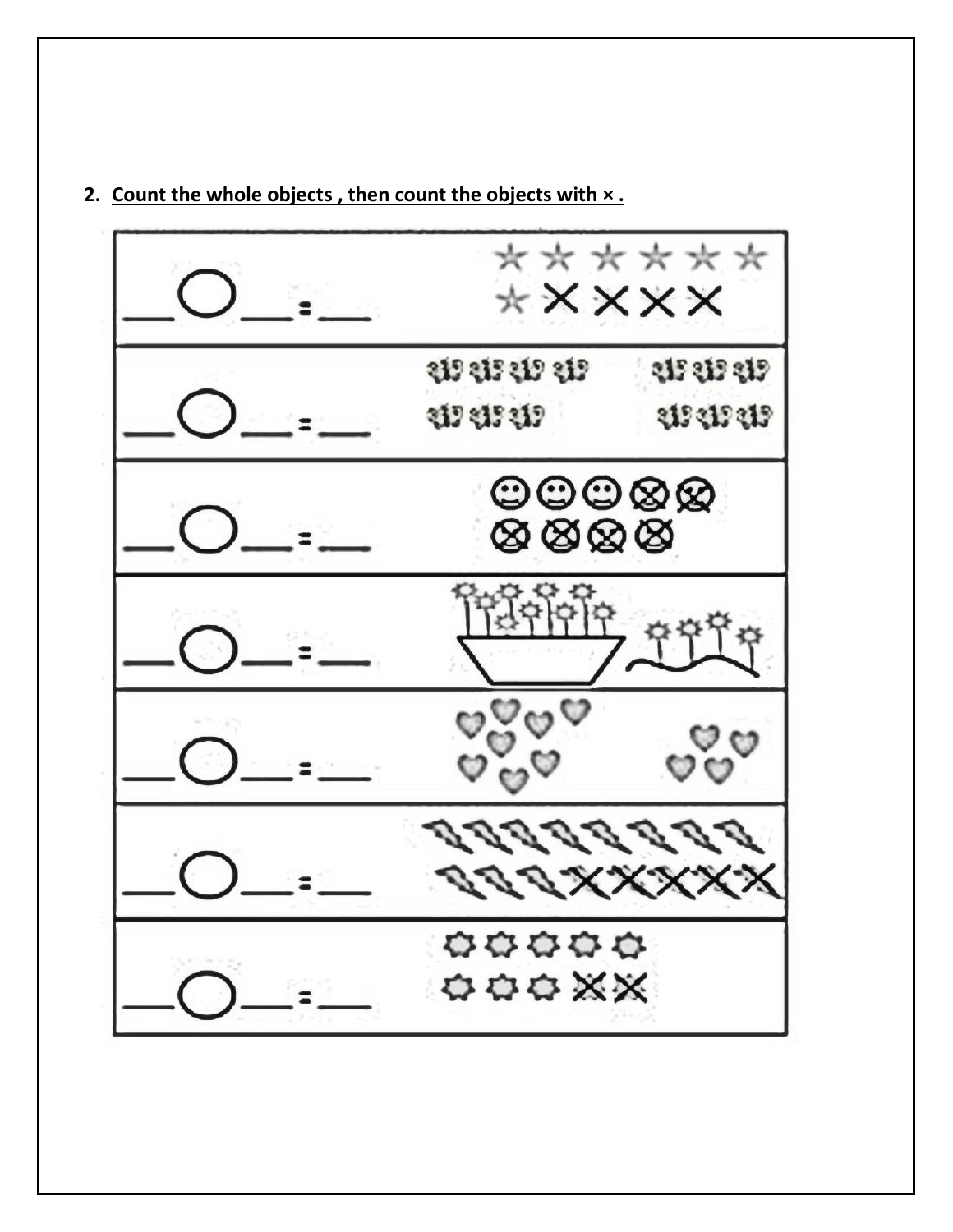2. **Count the whole objects , then count the objects with × .**

| | |
|---|---|
| ___ ◯ ___ = ___ | |
| ___ ◯ ___ = ___ | |
| ___ ◯ ___ = ___ | |
| ___ ◯ ___ = ___ | |
| ___ ◯ ___ = ___ | |
| ___ ◯ ___ = ___ | |
| ___ ◯ ___ = ___ | |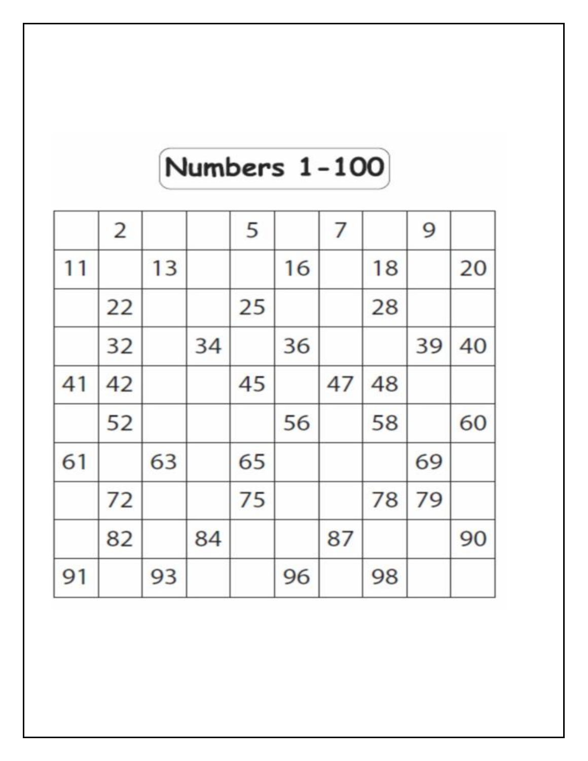# Numbers 1-100

| | | | | | | | | | |
|---|---|---|---|---|---|---|---|---|---|
| | 2 | | | 5 | | 7 | | 9 | |
| 11 | | 13 | | | 16 | | 18 | | 20 |
| | 22 | | | 25 | | | 28 | | |
| | 32 | | 34 | | 36 | | | 39 | 40 |
| 41 | 42 | | | 45 | | 47 | 48 | | |
| | 52 | | | | 56 | | 58 | | 60 |
| 61 | | 63 | | 65 | | | | 69 | |
| | 72 | | | 75 | | | 78 | 79 | |
| | 82 | | 84 | | | 87 | | | 90 |
| 91 | | 93 | | | 96 | | 98 | | |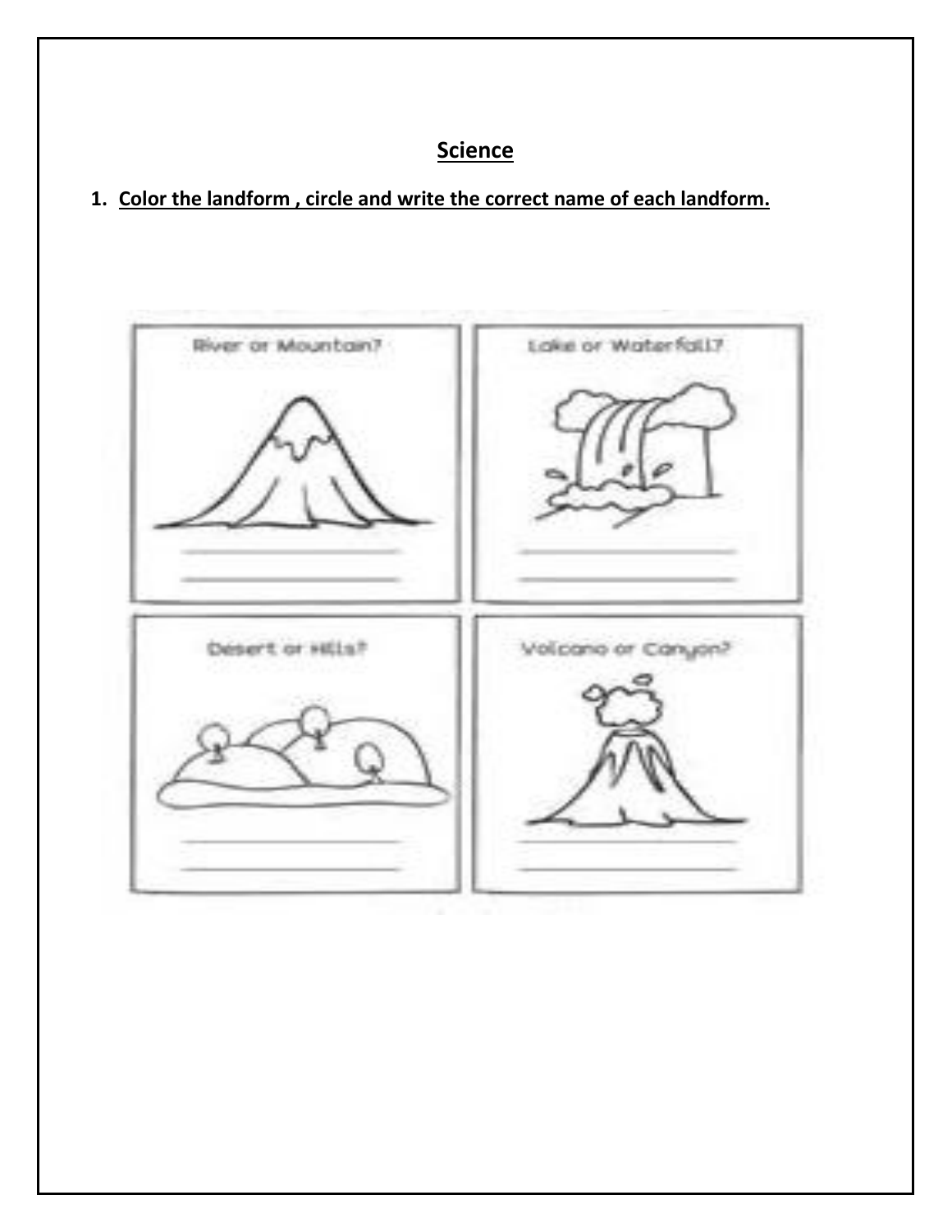## Science

1. **Color the landform , circle and write the correct name of each landform.**

River or Mountain?

Lake or Waterfall?

Desert or Hills?

Volcano or Canyon?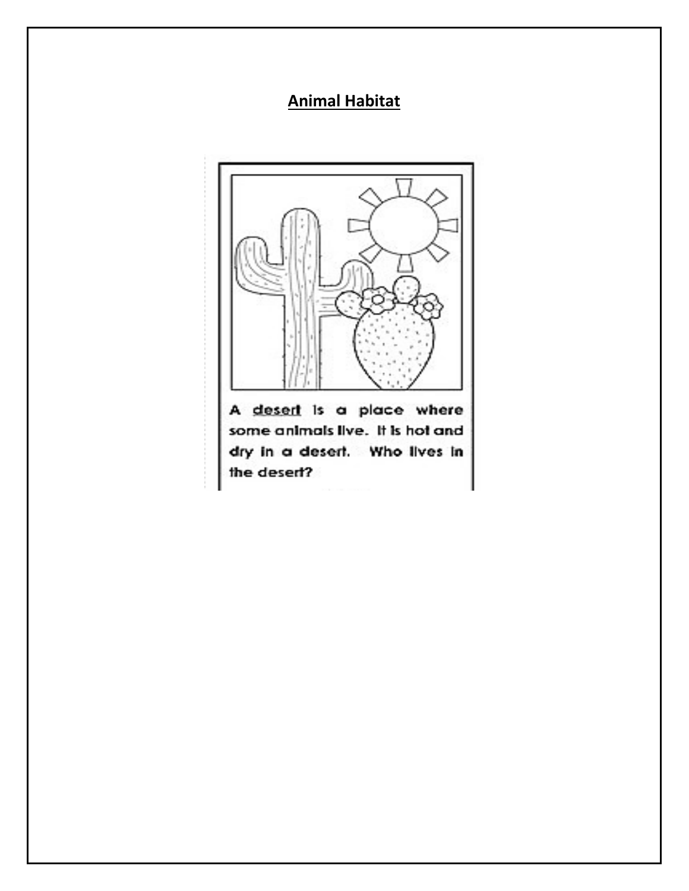**Animal Habitat**

A desert is a place where some animals live. It is hot and dry in a desert. Who lives in the desert?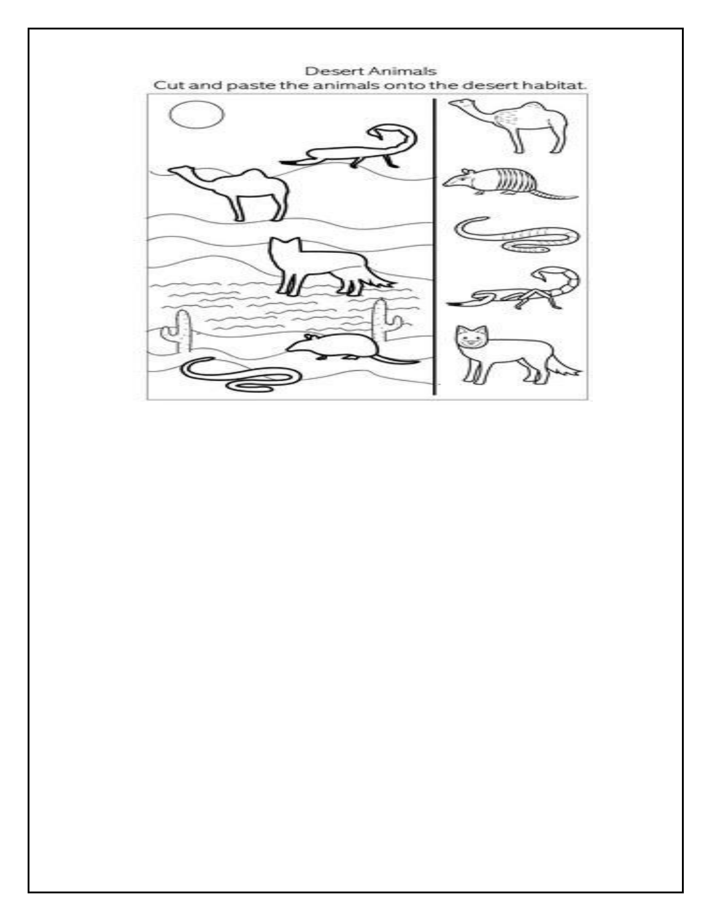Desert Animals

Cut and paste the animals onto the desert habitat.